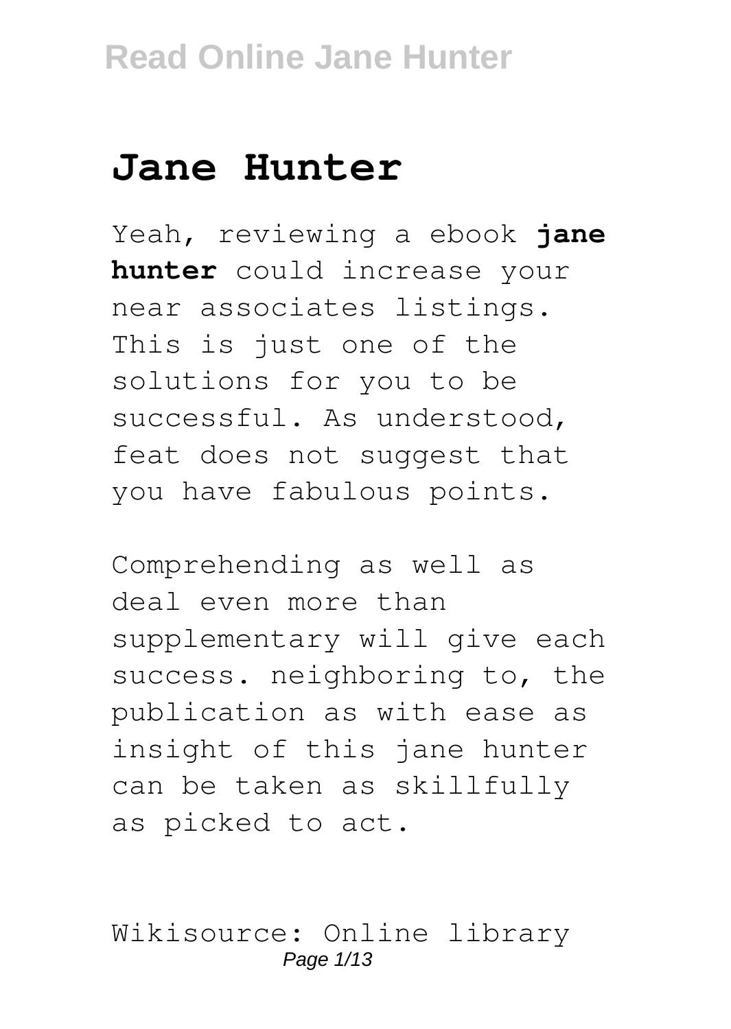# Jane Hunter

Yeah, reviewing a ebook **jane hunter** could increase your near associates listings. This is just one of the solutions for you to be successful. As understood, feat does not suggest that you have fabulous points.

Comprehending as well as deal even more than supplementary will give each success. neighboring to, the publication as with ease as insight of this jane hunter can be taken as skillfully as picked to act.

Wikisource: Online library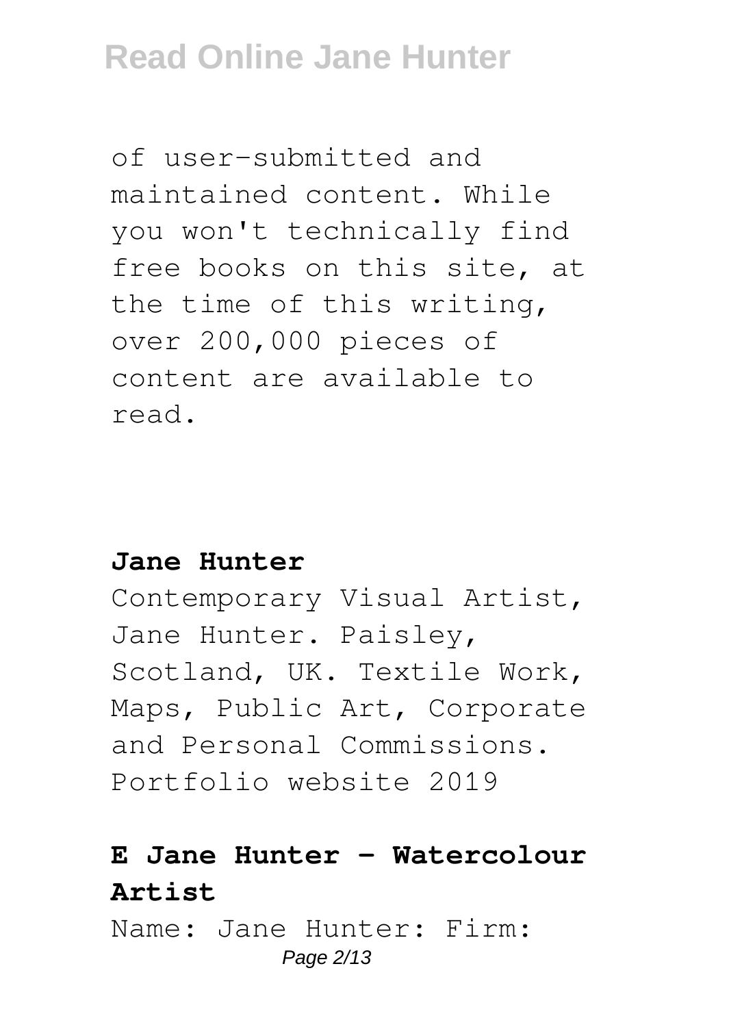of user-submitted and maintained content. While you won't technically find free books on this site, at the time of this writing, over 200,000 pieces of content are available to read.

## Jane Hunter

Contemporary Visual Artist, Jane Hunter. Paisley, Scotland, UK. Textile Work, Maps, Public Art, Corporate and Personal Commissions. Portfolio website 2019

## E Jane Hunter - Watercolour Artist

Name: Jane Hunter: Firm: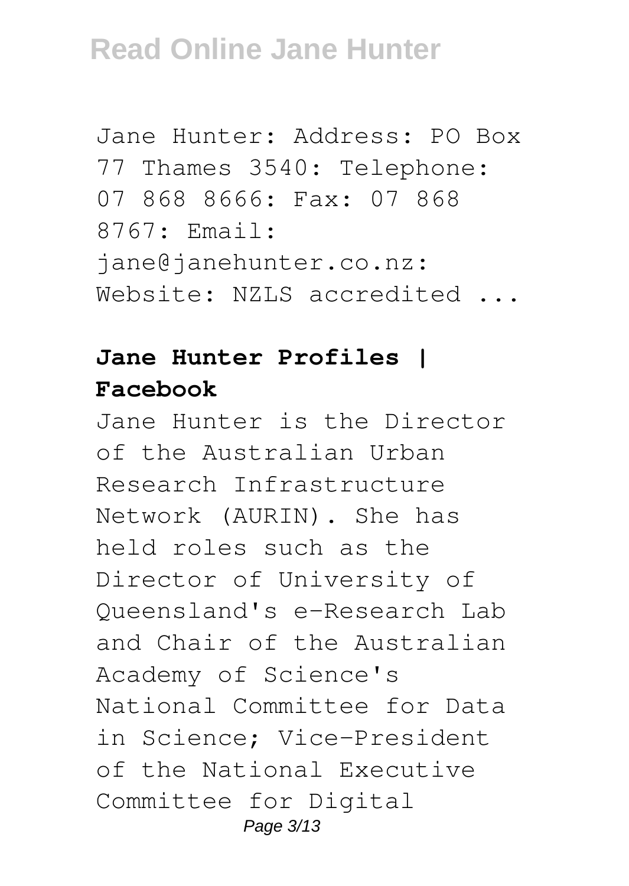Jane Hunter: Address: PO Box 77 Thames 3540: Telephone: 07 868 8666: Fax: 07 868 8767: Email: jane@janehunter.co.nz: Website: NZLS accredited ...

**Jane Hunter Profiles | Facebook**

Jane Hunter is the Director of the Australian Urban Research Infrastructure Network (AURIN). She has held roles such as the Director of University of Queensland's e-Research Lab and Chair of the Australian Academy of Science's National Committee for Data in Science; Vice-President of the National Executive Committee for Digital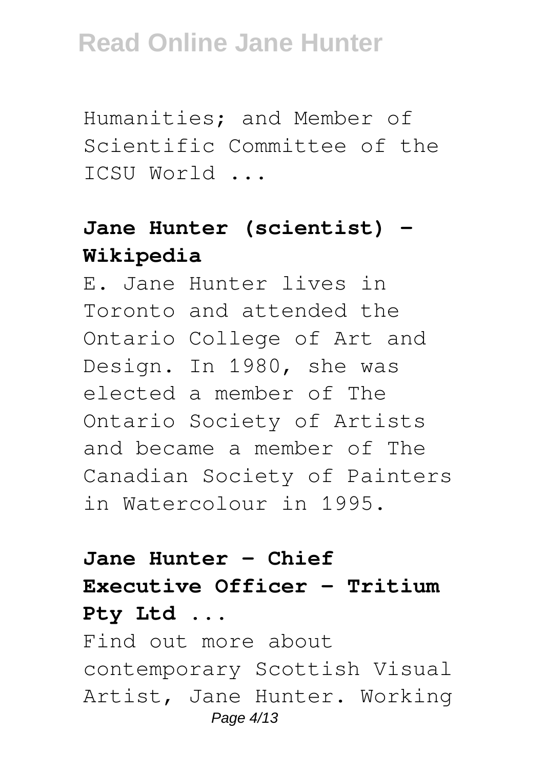Humanities; and Member of Scientific Committee of the ICSU World ...

**Jane Hunter (scientist) - Wikipedia**

E. Jane Hunter lives in Toronto and attended the Ontario College of Art and Design. In 1980, she was elected a member of The Ontario Society of Artists and became a member of The Canadian Society of Painters in Watercolour in 1995.

**Jane Hunter - Chief Executive Officer - Tritium Pty Ltd ...**

Find out more about contemporary Scottish Visual Artist, Jane Hunter. Working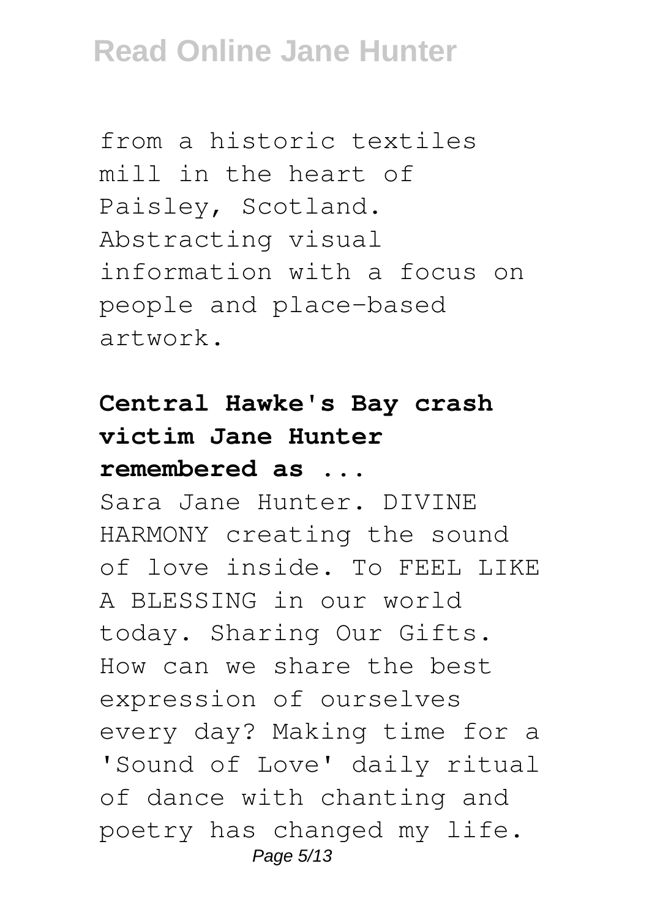from a historic textiles mill in the heart of Paisley, Scotland. Abstracting visual information with a focus on people and place-based artwork.

### Central Hawke's Bay crash victim Jane Hunter remembered as ...

Sara Jane Hunter. DIVINE HARMONY creating the sound of love inside. To FEEL LIKE A BLESSING in our world today. Sharing Our Gifts. How can we share the best expression of ourselves every day? Making time for a 'Sound of Love' daily ritual of dance with chanting and poetry has changed my life.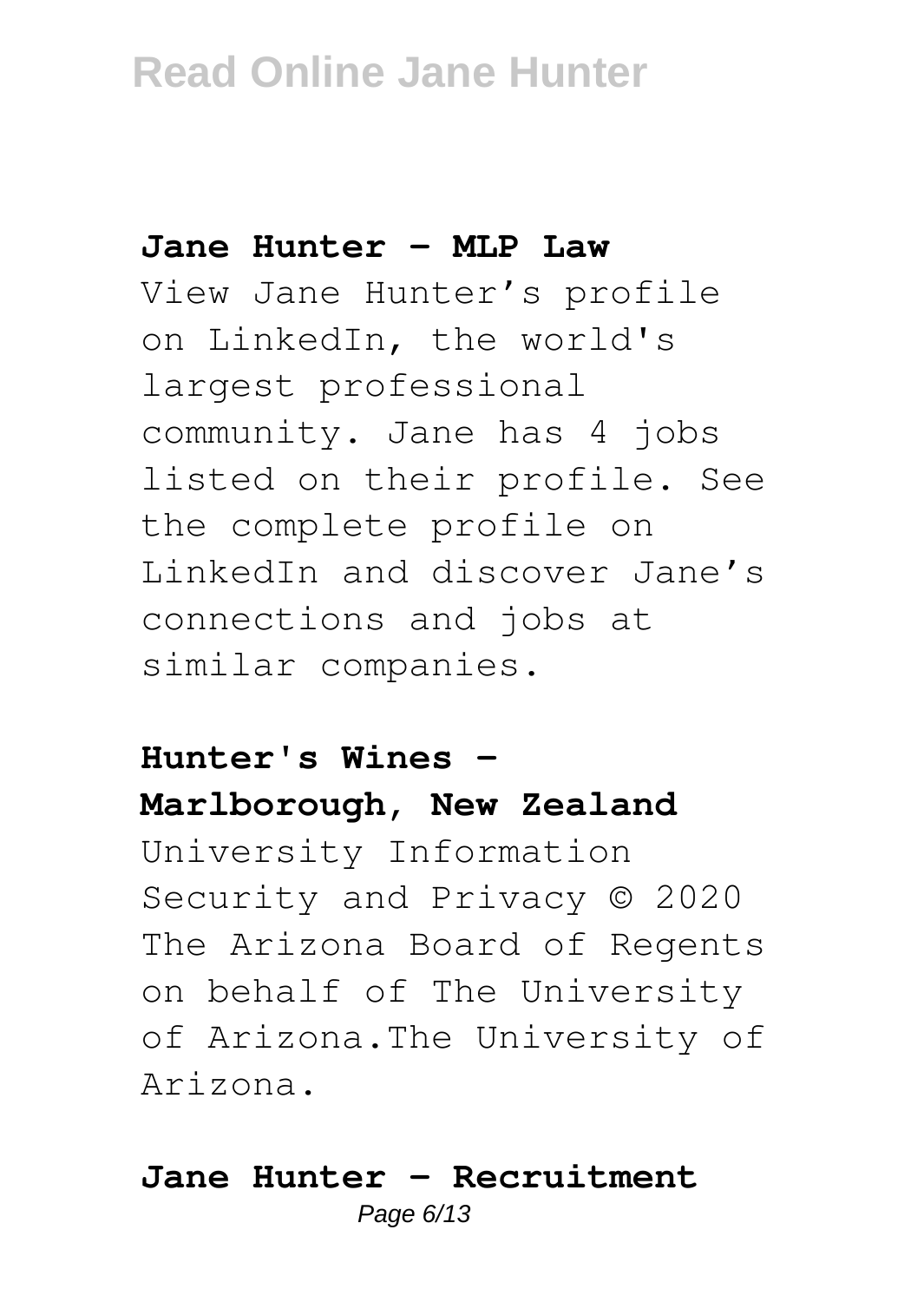### Jane Hunter - MLP Law

View Jane Hunter's profile on LinkedIn, the world's largest professional community. Jane has 4 jobs listed on their profile. See the complete profile on LinkedIn and discover Jane's connections and jobs at similar companies.

### Hunter's Wines - Marlborough, New Zealand

University Information Security and Privacy © 2020 The Arizona Board of Regents on behalf of The University of Arizona.The University of Arizona.

### Jane Hunter - Recruitment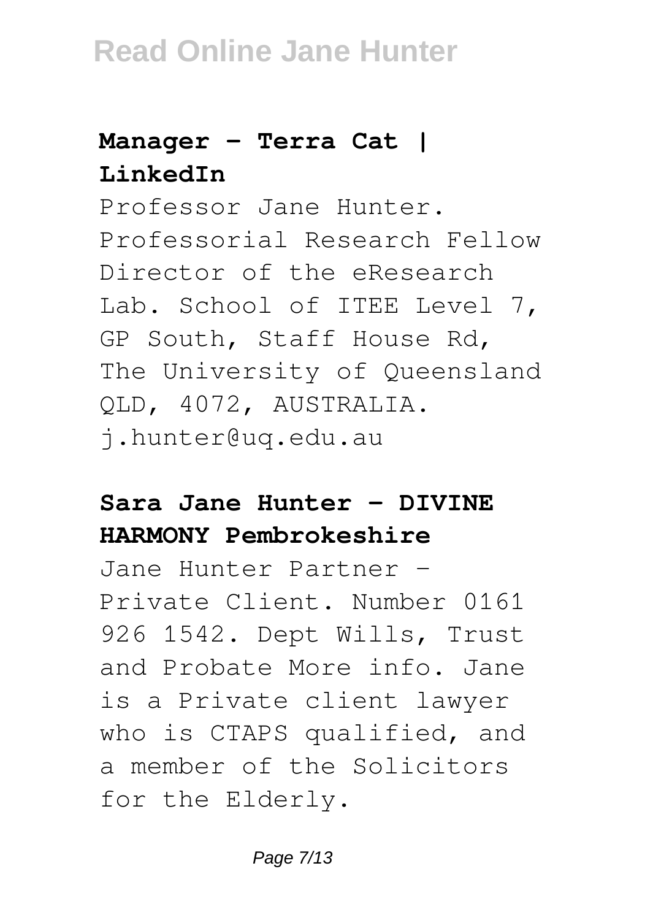## Manager - Terra Cat | LinkedIn

Professor Jane Hunter. Professorial Research Fellow Director of the eResearch Lab. School of ITEE Level 7, GP South, Staff House Rd, The University of Queensland QLD, 4072, AUSTRALIA. j.hunter@uq.edu.au

## Sara Jane Hunter - DIVINE HARMONY Pembrokeshire

Jane Hunter Partner - Private Client. Number 0161 926 1542. Dept Wills, Trust and Probate More info. Jane is a Private client lawyer who is CTAPS qualified, and a member of the Solicitors for the Elderly.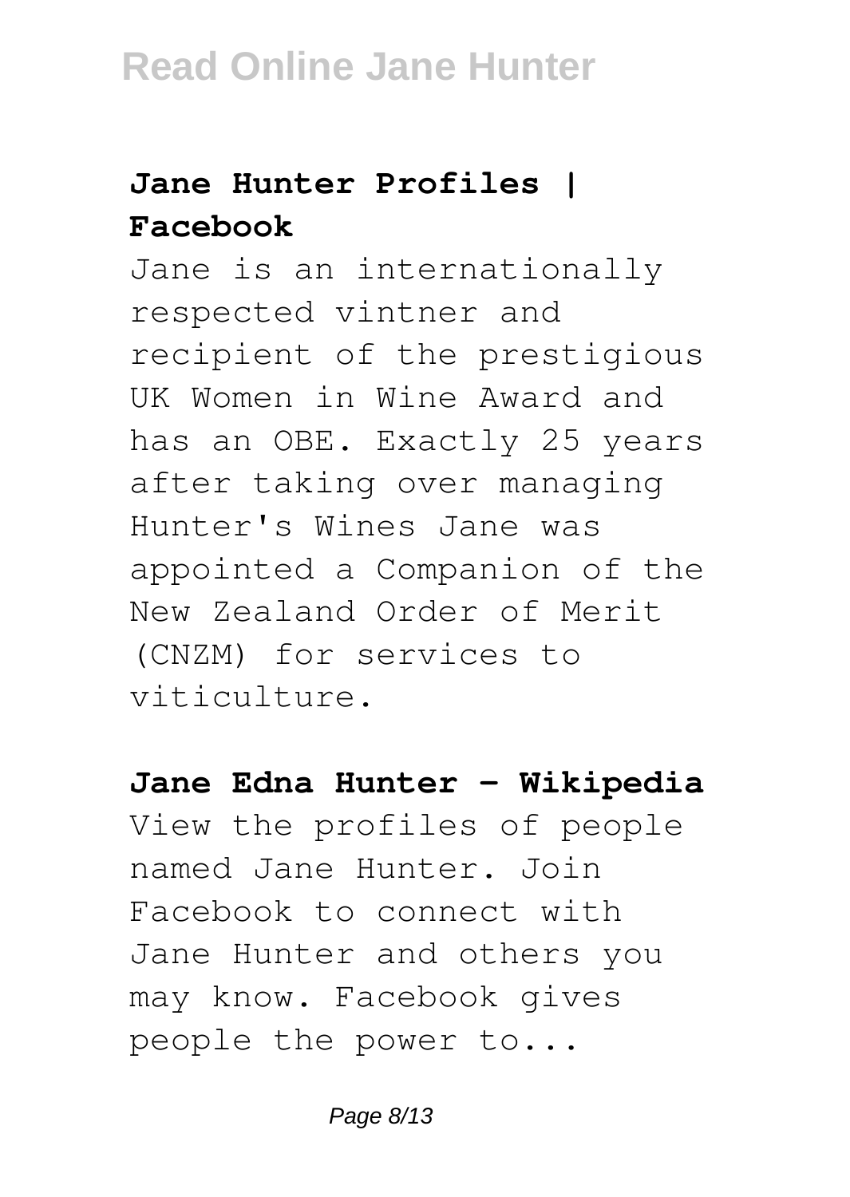### Jane Hunter Profiles | Facebook

Jane is an internationally respected vintner and recipient of the prestigious UK Women in Wine Award and has an OBE. Exactly 25 years after taking over managing Hunter's Wines Jane was appointed a Companion of the New Zealand Order of Merit (CNZM) for services to viticulture.

### Jane Edna Hunter - Wikipedia

View the profiles of people named Jane Hunter. Join Facebook to connect with Jane Hunter and others you may know. Facebook gives people the power to...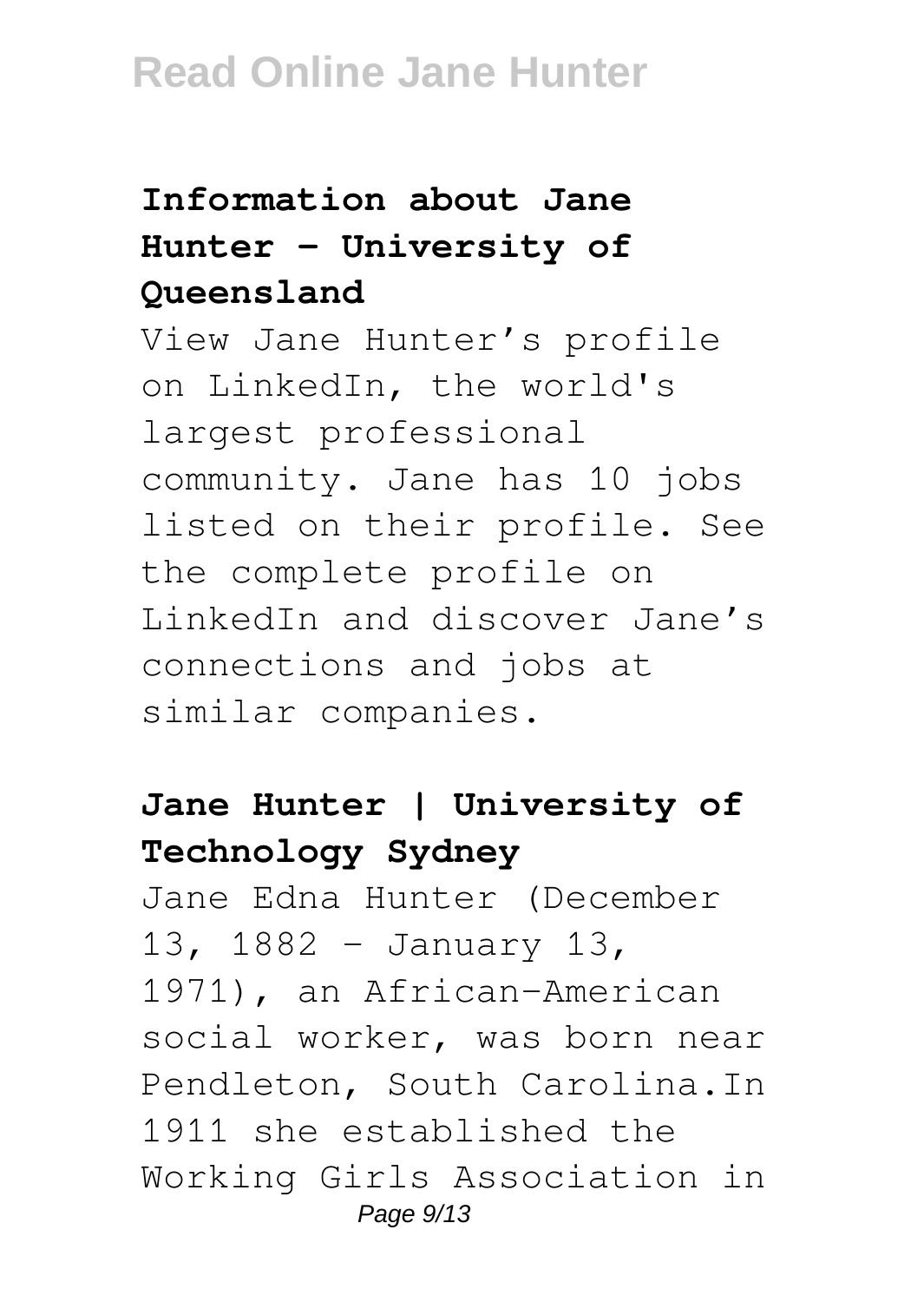## Information about Jane Hunter - University of Queensland

View Jane Hunter's profile on LinkedIn, the world's largest professional community. Jane has 10 jobs listed on their profile. See the complete profile on LinkedIn and discover Jane's connections and jobs at similar companies.

## Jane Hunter | University of Technology Sydney

Jane Edna Hunter (December 13, 1882 – January 13, 1971), an African-American social worker, was born near Pendleton, South Carolina.In 1911 she established the Working Girls Association in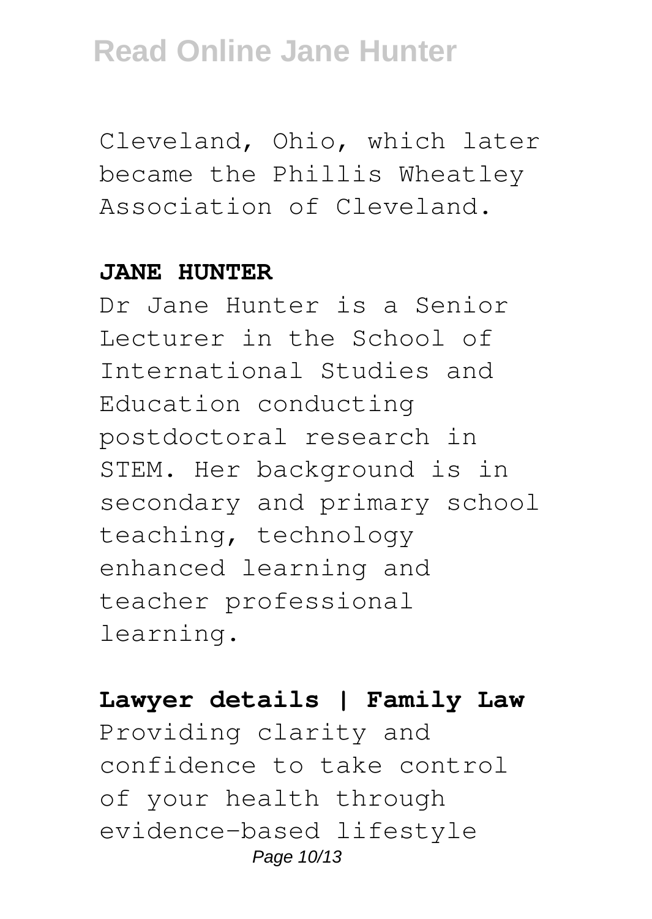Cleveland, Ohio, which later became the Phillis Wheatley Association of Cleveland.

**JANE HUNTER**

Dr Jane Hunter is a Senior Lecturer in the School of International Studies and Education conducting postdoctoral research in STEM. Her background is in secondary and primary school teaching, technology enhanced learning and teacher professional learning.

**Lawyer details | Family Law**

Providing clarity and confidence to take control of your health through evidence-based lifestyle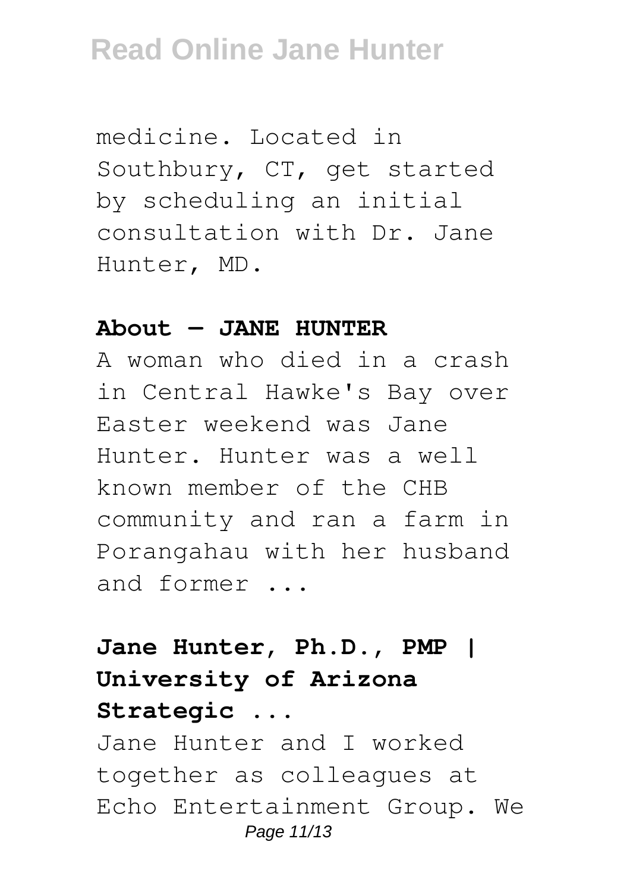medicine. Located in Southbury, CT, get started by scheduling an initial consultation with Dr. Jane Hunter, MD.

**About — JANE HUNTER**

A woman who died in a crash in Central Hawke's Bay over Easter weekend was Jane Hunter. Hunter was a well known member of the CHB community and ran a farm in Porangahau with her husband and former ...

**Jane Hunter, Ph.D., PMP | University of Arizona Strategic ...**

Jane Hunter and I worked together as colleagues at Echo Entertainment Group. We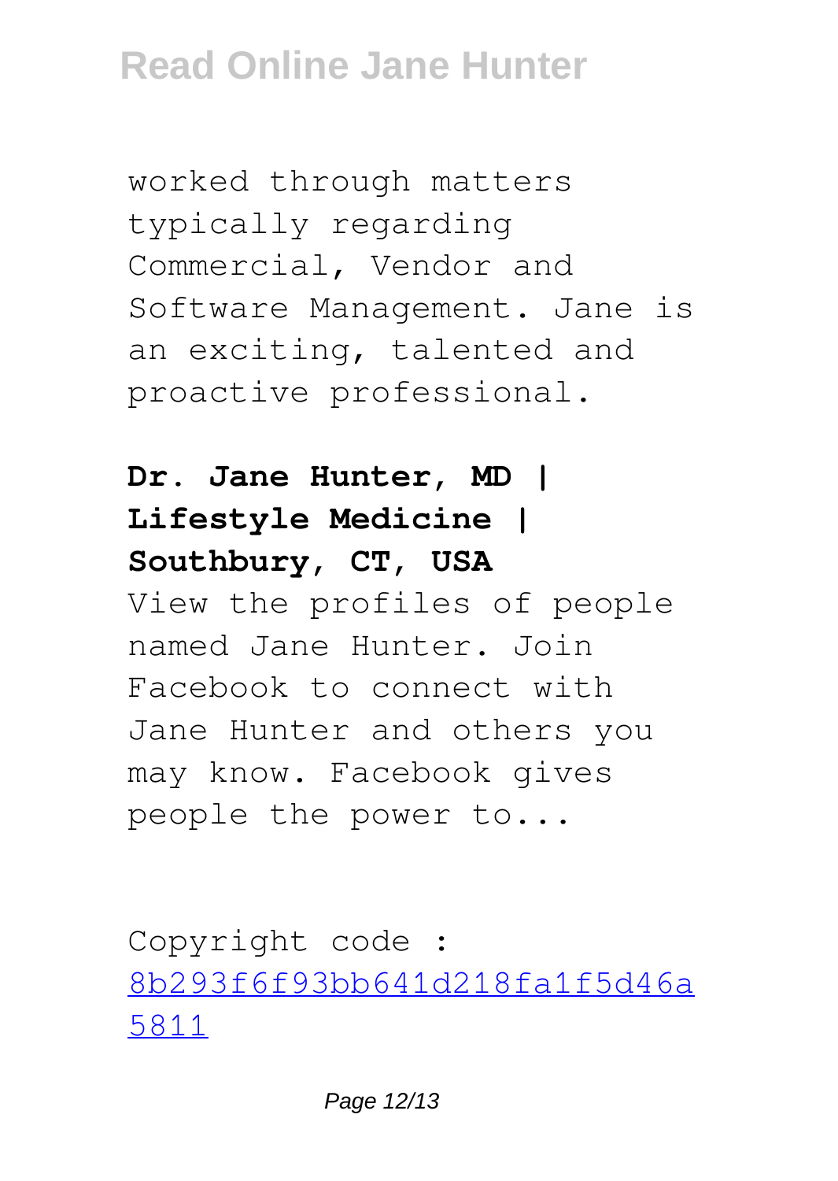worked through matters typically regarding Commercial, Vendor and Software Management. Jane is an exciting, talented and proactive professional.

**Dr. Jane Hunter, MD | Lifestyle Medicine | Southbury, CT, USA**

View the profiles of people named Jane Hunter. Join Facebook to connect with Jane Hunter and others you may know. Facebook gives people the power to...

Copyright code : 8b293f6f93bb641d218fa1f5d46a5811